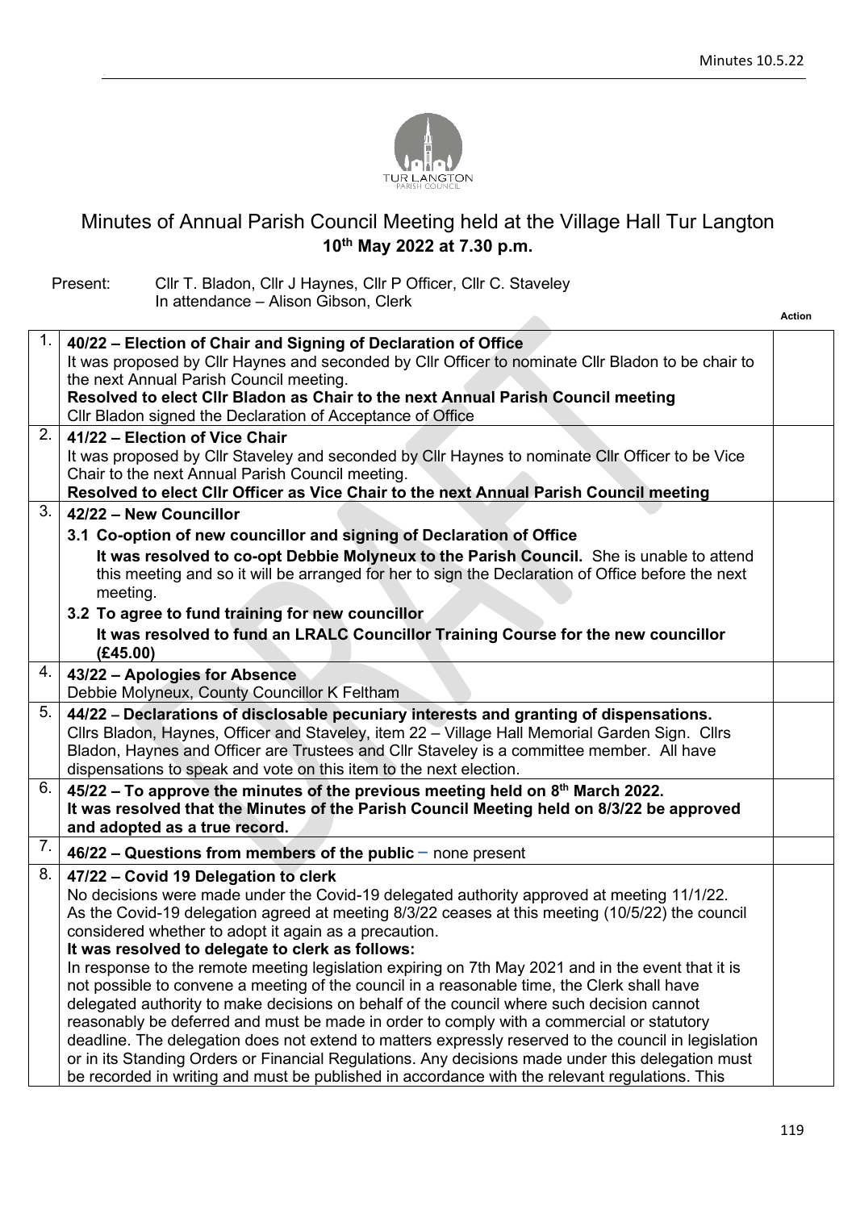# Minutes of Annual Parish Council Meeting held at the Village Hall Tur Langton
**10th May 2022 at 7.30 p.m.**

Present: Cllr T. Bladon, Cllr J Haynes, Cllr P Officer, Cllr C. Staveley
In attendance – Alison Gibson, Clerk

| | | Action |
|---|---|---|
| 1. | **40/22 – Election of Chair and Signing of Declaration of Office**<br>It was proposed by Cllr Haynes and seconded by Cllr Officer to nominate Cllr Bladon to be chair to the next Annual Parish Council meeting.<br>**Resolved to elect Cllr Bladon as Chair to the next Annual Parish Council meeting**<br>Cllr Bladon signed the Declaration of Acceptance of Office | |
| 2. | **41/22 – Election of Vice Chair**<br>It was proposed by Cllr Staveley and seconded by Cllr Haynes to nominate Cllr Officer to be Vice Chair to the next Annual Parish Council meeting.<br>**Resolved to elect Cllr Officer as Vice Chair to the next Annual Parish Council meeting** | |
| 3. | **42/22 – New Councillor**<br>**3.1 Co-option of new councillor and signing of Declaration of Office**<br>**It was resolved to co-opt Debbie Molyneux to the Parish Council.** She is unable to attend this meeting and so it will be arranged for her to sign the Declaration of Office before the next meeting.<br>**3.2 To agree to fund training for new councillor**<br>**It was resolved to fund an LRALC Councillor Training Course for the new councillor (£45.00)** | |
| 4. | **43/22 – Apologies for Absence**<br>Debbie Molyneux, County Councillor K Feltham | |
| 5. | **44/22 – Declarations of disclosable pecuniary interests and granting of dispensations.**<br>Cllrs Bladon, Haynes, Officer and Staveley, item 22 – Village Hall Memorial Garden Sign. Cllrs Bladon, Haynes and Officer are Trustees and Cllr Staveley is a committee member. All have dispensations to speak and vote on this item to the next election. | |
| 6. | **45/22 – To approve the minutes of the previous meeting held on 8th March 2022.**<br>**It was resolved that the Minutes of the Parish Council Meeting held on 8/3/22 be approved and adopted as a true record.** | |
| 7. | **46/22 – Questions from members of the public –** none present | |
| 8. | **47/22 – Covid 19 Delegation to clerk**<br>No decisions were made under the Covid-19 delegated authority approved at meeting 11/1/22.<br>As the Covid-19 delegation agreed at meeting 8/3/22 ceases at this meeting (10/5/22) the council considered whether to adopt it again as a precaution.<br>**It was resolved to delegate to clerk as follows:**<br>In response to the remote meeting legislation expiring on 7th May 2021 and in the event that it is not possible to convene a meeting of the council in a reasonable time, the Clerk shall have delegated authority to make decisions on behalf of the council where such decision cannot reasonably be deferred and must be made in order to comply with a commercial or statutory deadline. The delegation does not extend to matters expressly reserved to the council in legislation or in its Standing Orders or Financial Regulations. Any decisions made under this delegation must be recorded in writing and must be published in accordance with the relevant regulations. This | |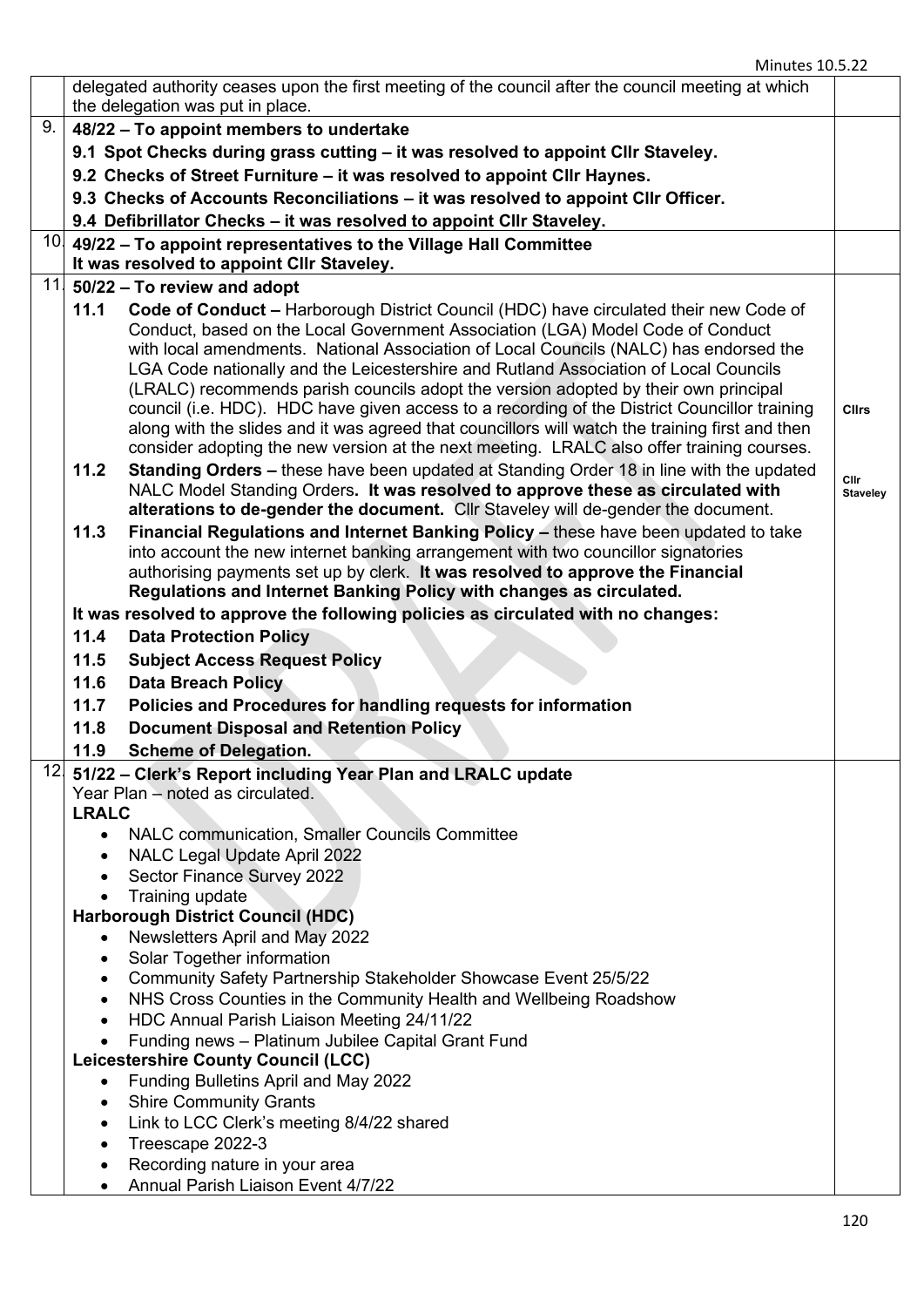| | | |
|---|---|---|
| | delegated authority ceases upon the first meeting of the council after the council meeting at which the delegation was put in place. | |
| 9. | **48/22 – To appoint members to undertake**<br>**9.1 Spot Checks during grass cutting – it was resolved to appoint Cllr Staveley.**<br>**9.2 Checks of Street Furniture – it was resolved to appoint Cllr Haynes.**<br>**9.3 Checks of Accounts Reconciliations – it was resolved to appoint Cllr Officer.**<br>**9.4 Defibrillator Checks – it was resolved to appoint Cllr Staveley.** | |
| 10. | **49/22 – To appoint representatives to the Village Hall Committee**<br>**It was resolved to appoint Cllr Staveley.** | |
| 11. | **50/22 – To review and adopt**<br>**11.1 Code of Conduct –** Harborough District Council (HDC) have circulated their new Code of Conduct, based on the Local Government Association (LGA) Model Code of Conduct with local amendments. National Association of Local Councils (NALC) has endorsed the LGA Code nationally and the Leicestershire and Rutland Association of Local Councils (LRALC) recommends parish councils adopt the version adopted by their own principal council (i.e. HDC). HDC have given access to a recording of the District Councillor training along with the slides and it was agreed that councillors will watch the training first and then consider adopting the new version at the next meeting. LRALC also offer training courses.<br>**11.2 Standing Orders –** these have been updated at Standing Order 18 in line with the updated NALC Model Standing Orders**. It was resolved to approve these as circulated with alterations to de-gender the document.** Cllr Staveley will de-gender the document.<br>**11.3 Financial Regulations and Internet Banking Policy –** these have been updated to take into account the new internet banking arrangement with two councillor signatories authorising payments set up by clerk. **It was resolved to approve the Financial Regulations and Internet Banking Policy with changes as circulated.**<br>**It was resolved to approve the following policies as circulated with no changes:**<br>**11.4 Data Protection Policy**<br>**11.5 Subject Access Request Policy**<br>**11.6 Data Breach Policy**<br>**11.7 Policies and Procedures for handling requests for information**<br>**11.8 Document Disposal and Retention Policy**<br>**11.9 Scheme of Delegation.** | **Cllrs**<br><br>**Cllr Staveley** |
| 12. | **51/22 – Clerk's Report including Year Plan and LRALC update**<br>Year Plan – noted as circulated.<br>**LRALC**<br>• NALC communication, Smaller Councils Committee<br>• NALC Legal Update April 2022<br>• Sector Finance Survey 2022<br>• Training update<br>**Harborough District Council (HDC)**<br>• Newsletters April and May 2022<br>• Solar Together information<br>• Community Safety Partnership Stakeholder Showcase Event 25/5/22<br>• NHS Cross Counties in the Community Health and Wellbeing Roadshow<br>• HDC Annual Parish Liaison Meeting 24/11/22<br>• Funding news – Platinum Jubilee Capital Grant Fund<br>**Leicestershire County Council (LCC)**<br>• Funding Bulletins April and May 2022<br>• Shire Community Grants<br>• Link to LCC Clerk's meeting 8/4/22 shared<br>• Treescape 2022-3<br>• Recording nature in your area<br>• Annual Parish Liaison Event 4/7/22 | |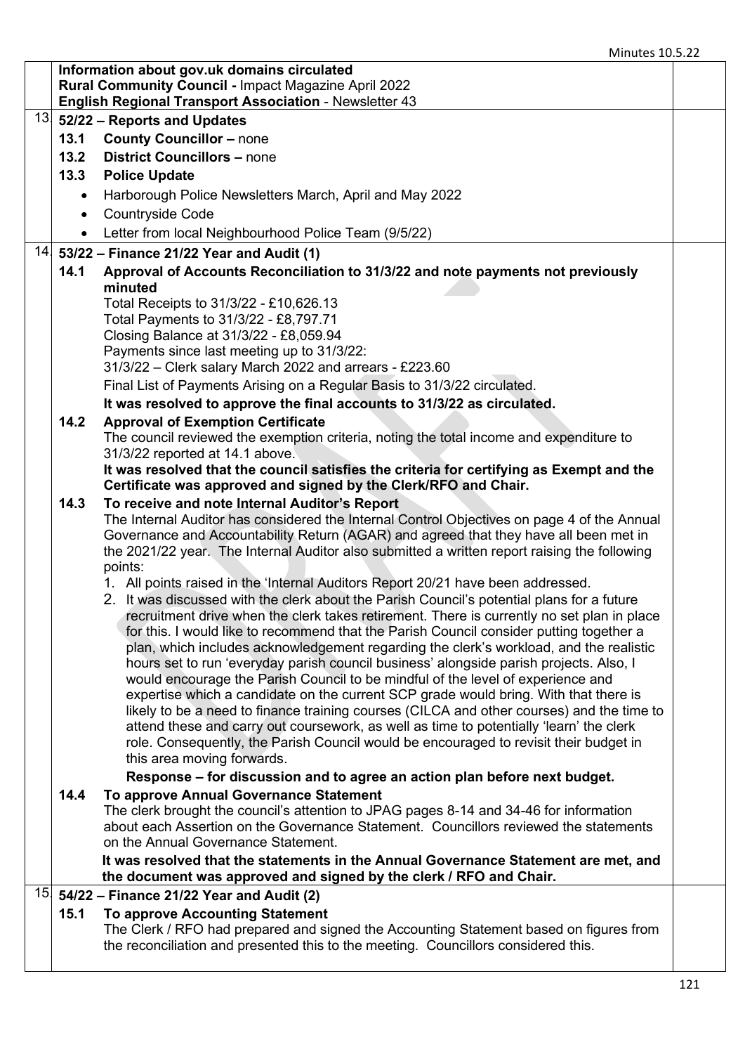**Information about gov.uk domains circulated**
**Rural Community Council -** Impact Magazine April 2022
**English Regional Transport Association** - Newsletter 43

13. **52/22 – Reports and Updates**

**13.1 County Councillor –** none

**13.2 District Councillors –** none

**13.3 Police Update**

- Harborough Police Newsletters March, April and May 2022
- Countryside Code
- Letter from local Neighbourhood Police Team (9/5/22)

14. **53/22 – Finance 21/22 Year and Audit (1)**

**14.1 Approval of Accounts Reconciliation to 31/3/22 and note payments not previously minuted**

Total Receipts to 31/3/22 - £10,626.13
Total Payments to 31/3/22 - £8,797.71
Closing Balance at 31/3/22 - £8,059.94
Payments since last meeting up to 31/3/22:
31/3/22 – Clerk salary March 2022 and arrears - £223.60

Final List of Payments Arising on a Regular Basis to 31/3/22 circulated.

**It was resolved to approve the final accounts to 31/3/22 as circulated.**

**14.2 Approval of Exemption Certificate**

The council reviewed the exemption criteria, noting the total income and expenditure to 31/3/22 reported at 14.1 above.

**It was resolved that the council satisfies the criteria for certifying as Exempt and the Certificate was approved and signed by the Clerk/RFO and Chair.**

**14.3 To receive and note Internal Auditor's Report**

The Internal Auditor has considered the Internal Control Objectives on page 4 of the Annual Governance and Accountability Return (AGAR) and agreed that they have all been met in the 2021/22 year. The Internal Auditor also submitted a written report raising the following points:

1. All points raised in the 'Internal Auditors Report 20/21 have been addressed.
2. It was discussed with the clerk about the Parish Council's potential plans for a future recruitment drive when the clerk takes retirement. There is currently no set plan in place for this. I would like to recommend that the Parish Council consider putting together a plan, which includes acknowledgement regarding the clerk's workload, and the realistic hours set to run 'everyday parish council business' alongside parish projects. Also, I would encourage the Parish Council to be mindful of the level of experience and expertise which a candidate on the current SCP grade would bring. With that there is likely to be a need to finance training courses (CILCA and other courses) and the time to attend these and carry out coursework, as well as time to potentially 'learn' the clerk role. Consequently, the Parish Council would be encouraged to revisit their budget in this area moving forwards.

**Response – for discussion and to agree an action plan before next budget.**

**14.4 To approve Annual Governance Statement**

The clerk brought the council's attention to JPAG pages 8-14 and 34-46 for information about each Assertion on the Governance Statement. Councillors reviewed the statements on the Annual Governance Statement.

**It was resolved that the statements in the Annual Governance Statement are met, and the document was approved and signed by the clerk / RFO and Chair.**

15. **54/22 – Finance 21/22 Year and Audit (2)**

**15.1 To approve Accounting Statement**

The Clerk / RFO had prepared and signed the Accounting Statement based on figures from the reconciliation and presented this to the meeting. Councillors considered this.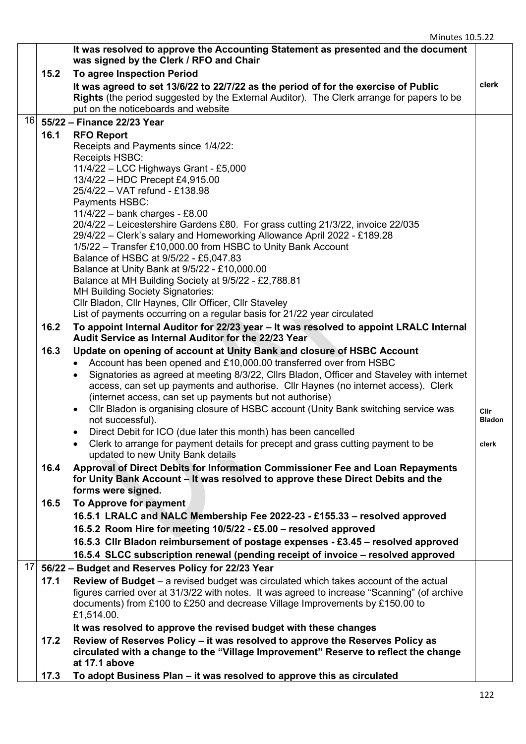| | | | |
|---|---|---|---|
| | | **It was resolved to approve the Accounting Statement as presented and the document was signed by the Clerk / RFO and Chair** | |
| | **15.2** | **To agree Inspection Period** | |
| | | **It was agreed to set 13/6/22 to 22/7/22 as the period of for the exercise of Public Rights** (the period suggested by the External Auditor). The Clerk arrange for papers to be put on the noticeboards and website | clerk |
| 16. | **55/22 – Finance 22/23 Year** | | |
| | **16.1** | **RFO Report**<br>Receipts and Payments since 1/4/22:<br>Receipts HSBC:<br>11/4/22 – LCC Highways Grant - £5,000<br>13/4/22 – HDC Precept £4,915.00<br>25/4/22 – VAT refund - £138.98<br>Payments HSBC:<br>11/4/22 – bank charges - £8.00<br>20/4/22 – Leicestershire Gardens £80. For grass cutting 21/3/22, invoice 22/035<br>29/4/22 – Clerk's salary and Homeworking Allowance April 2022 - £189.28<br>1/5/22 – Transfer £10,000.00 from HSBC to Unity Bank Account<br>Balance of HSBC at 9/5/22 - £5,047.83<br>Balance at Unity Bank at 9/5/22 - £10,000.00<br>Balance at MH Building Society at 9/5/22 - £2,788.81<br>MH Building Society Signatories:<br>Cllr Bladon, Cllr Haynes, Cllr Officer, Cllr Staveley<br>List of payments occurring on a regular basis for 21/22 year circulated | |
| | **16.2** | **To appoint Internal Auditor for 22/23 year – It was resolved to appoint LRALC Internal Audit Service as Internal Auditor for the 22/23 Year** | |
| | **16.3** | **Update on opening of account at Unity Bank and closure of HSBC Account**<br>• Account has been opened and £10,000.00 transferred over from HSBC<br>• Signatories as agreed at meeting 8/3/22, Cllrs Bladon, Officer and Staveley with internet access, can set up payments and authorise. Cllr Haynes (no internet access). Clerk (internet access, can set up payments but not authorise)<br>• Cllr Bladon is organising closure of HSBC account (Unity Bank switching service was not successful).<br>• Direct Debit for ICO (due later this month) has been cancelled<br>• Clerk to arrange for payment details for precept and grass cutting payment to be updated to new Unity Bank details | Cllr Bladon<br><br>clerk |
| | **16.4** | **Approval of Direct Debits for Information Commissioner Fee and Loan Repayments for Unity Bank Account – It was resolved to approve these Direct Debits and the forms were signed.** | |
| | **16.5** | **To Approve for payment**<br>**16.5.1 LRALC and NALC Membership Fee 2022-23 - £155.33 – resolved approved**<br>**16.5.2 Room Hire for meeting 10/5/22 - £5.00 – resolved approved**<br>**16.5.3 Cllr Bladon reimbursement of postage expenses - £3.45 – resolved approved**<br>**16.5.4 SLCC subscription renewal (pending receipt of invoice – resolved approved** | |
| 17. | **56/22 – Budget and Reserves Policy for 22/23 Year** | | |
| | **17.1** | **Review of Budget** – a revised budget was circulated which takes account of the actual figures carried over at 31/3/22 with notes. It was agreed to increase "Scanning" (of archive documents) from £100 to £250 and decrease Village Improvements by £150.00 to £1,514.00.<br>**It was resolved to approve the revised budget with these changes** | |
| | **17.2** | **Review of Reserves Policy – it was resolved to approve the Reserves Policy as circulated with a change to the "Village Improvement" Reserve to reflect the change at 17.1 above** | |
| | **17.3** | **To adopt Business Plan – it was resolved to approve this as circulated** | |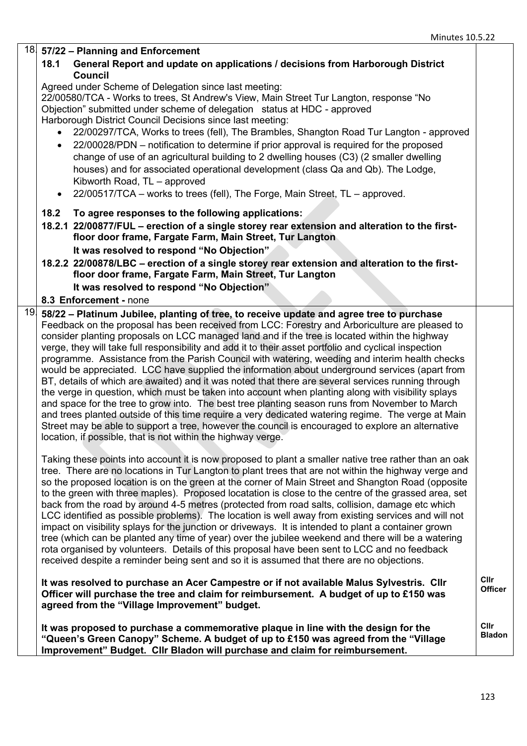**18. 57/22 – Planning and Enforcement**

**18.1 General Report and update on applications / decisions from Harborough District Council**

Agreed under Scheme of Delegation since last meeting:
22/00580/TCA - Works to trees, St Andrew's View, Main Street Tur Langton, response "No Objection" submitted under scheme of delegation status at HDC - approved
Harborough District Council Decisions since last meeting:

- 22/00297/TCA, Works to trees (fell), The Brambles, Shangton Road Tur Langton - approved
- 22/00028/PDN – notification to determine if prior approval is required for the proposed change of use of an agricultural building to 2 dwelling houses (C3) (2 smaller dwelling houses) and for associated operational development (class Qa and Qb). The Lodge, Kibworth Road, TL – approved
- 22/00517/TCA – works to trees (fell), The Forge, Main Street, TL – approved.

**18.2 To agree responses to the following applications:**

**18.2.1 22/00877/FUL – erection of a single storey rear extension and alteration to the first-floor door frame, Fargate Farm, Main Street, Tur Langton**
**It was resolved to respond "No Objection"**

**18.2.2 22/00878/LBC – erection of a single storey rear extension and alteration to the first-floor door frame, Fargate Farm, Main Street, Tur Langton**
**It was resolved to respond "No Objection"**

**8.3 Enforcement -** none

**19. 58/22 – Platinum Jubilee, planting of tree, to receive update and agree tree to purchase**

Feedback on the proposal has been received from LCC: Forestry and Arboriculture are pleased to consider planting proposals on LCC managed land and if the tree is located within the highway verge, they will take full responsibility and add it to their asset portfolio and cyclical inspection programme. Assistance from the Parish Council with watering, weeding and interim health checks would be appreciated. LCC have supplied the information about underground services (apart from BT, details of which are awaited) and it was noted that there are several services running through the verge in question, which must be taken into account when planting along with visibility splays and space for the tree to grow into. The best tree planting season runs from November to March and trees planted outside of this time require a very dedicated watering regime. The verge at Main Street may be able to support a tree, however the council is encouraged to explore an alternative location, if possible, that is not within the highway verge.

Taking these points into account it is now proposed to plant a smaller native tree rather than an oak tree. There are no locations in Tur Langton to plant trees that are not within the highway verge and so the proposed location is on the green at the corner of Main Street and Shangton Road (opposite to the green with three maples). Proposed locatation is close to the centre of the grassed area, set back from the road by around 4-5 metres (protected from road salts, collision, damage etc which LCC identified as possible problems). The location is well away from existing services and will not impact on visibility splays for the junction or driveways. It is intended to plant a container grown tree (which can be planted any time of year) over the jubilee weekend and there will be a watering rota organised by volunteers. Details of this proposal have been sent to LCC and no feedback received despite a reminder being sent and so it is assumed that there are no objections.

**It was resolved to purchase an Acer Campestre or if not available Malus Sylvestris. Cllr Officer will purchase the tree and claim for reimbursement. A budget of up to £150 was agreed from the "Village Improvement" budget.** — **Cllr Officer**

**It was proposed to purchase a commemorative plaque in line with the design for the "Queen's Green Canopy" Scheme. A budget of up to £150 was agreed from the "Village Improvement" Budget. Cllr Bladon will purchase and claim for reimbursement.** — **Cllr Bladon**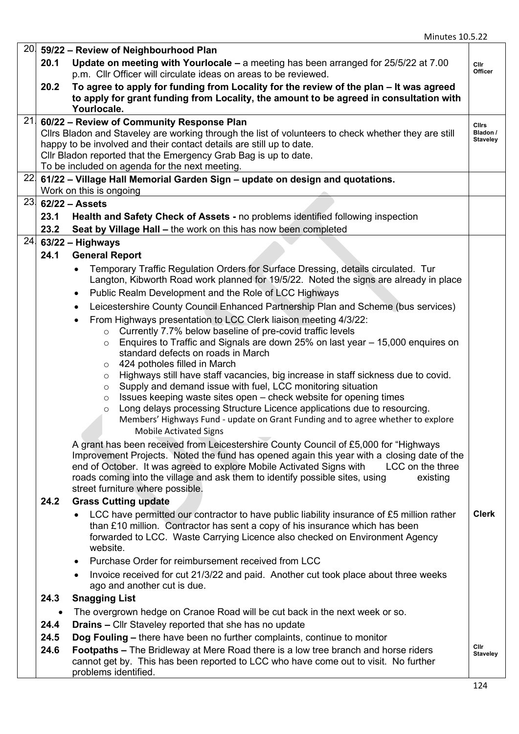| | | | |
|---|---|---|---|
| 20. | | **59/22 – Review of Neighbourhood Plan** | |
| | **20.1** | **Update on meeting with Yourlocale –** a meeting has been arranged for 25/5/22 at 7.00 p.m. Cllr Officer will circulate ideas on areas to be reviewed. | Cllr Officer |
| | **20.2** | **To agree to apply for funding from Locality for the review of the plan – It was agreed to apply for grant funding from Locality, the amount to be agreed in consultation with Yourlocale.** | |
| 21. | | **60/22 – Review of Community Response Plan**<br>Cllrs Bladon and Staveley are working through the list of volunteers to check whether they are still happy to be involved and their contact details are still up to date.<br>Cllr Bladon reported that the Emergency Grab Bag is up to date.<br>To be included on agenda for the next meeting. | Cllrs Bladon / Staveley |
| 22. | | **61/22 – Village Hall Memorial Garden Sign – update on design and quotations.**<br>Work on this is ongoing | |
| 23. | | **62/22 – Assets** | |
| | **23.1** | **Health and Safety Check of Assets -** no problems identified following inspection | |
| | **23.2** | **Seat by Village Hall –** the work on this has now been completed | |
| 24. | | **63/22 – Highways** | |
| | **24.1** | **General Report**<br>• Temporary Traffic Regulation Orders for Surface Dressing, details circulated. Tur Langton, Kibworth Road work planned for 19/5/22. Noted the signs are already in place<br>• Public Realm Development and the Role of LCC Highways<br>• Leicestershire County Council Enhanced Partnership Plan and Scheme (bus services)<br>• From Highways presentation to LCC Clerk liaison meeting 4/3/22:<br>  o Currently 7.7% below baseline of pre-covid traffic levels<br>  o Enquires to Traffic and Signals are down 25% on last year – 15,000 enquires on standard defects on roads in March<br>  o 424 potholes filled in March<br>  o Highways still have staff vacancies, big increase in staff sickness due to covid.<br>  o Supply and demand issue with fuel, LCC monitoring situation<br>  o Issues keeping waste sites open – check website for opening times<br>  o Long delays processing Structure Licence applications due to resourcing.<br>Members' Highways Fund - update on Grant Funding and to agree whether to explore Mobile Activated Signs<br>A grant has been received from Leicestershire County Council of £5,000 for "Highways Improvement Projects. Noted the fund has opened again this year with a closing date of the end of October. It was agreed to explore Mobile Activated Signs with LCC on the three roads coming into the village and ask them to identify possible sites, using existing street furniture where possible. | |
| | **24.2** | **Grass Cutting update**<br>• LCC have permitted our contractor to have public liability insurance of £5 million rather than £10 million. Contractor has sent a copy of his insurance which has been forwarded to LCC. Waste Carrying Licence also checked on Environment Agency website.<br>• Purchase Order for reimbursement received from LCC<br>• Invoice received for cut 21/3/22 and paid. Another cut took place about three weeks ago and another cut is due. | **Clerk** |
| | **24.3** | **Snagging List**<br>• The overgrown hedge on Cranoe Road will be cut back in the next week or so. | |
| | **24.4** | **Drains –** Cllr Staveley reported that she has no update | |
| | **24.5** | **Dog Fouling –** there have been no further complaints, continue to monitor | |
| | **24.6** | **Footpaths –** The Bridleway at Mere Road there is a low tree branch and horse riders cannot get by. This has been reported to LCC who have come out to visit. No further problems identified. | Cllr Staveley |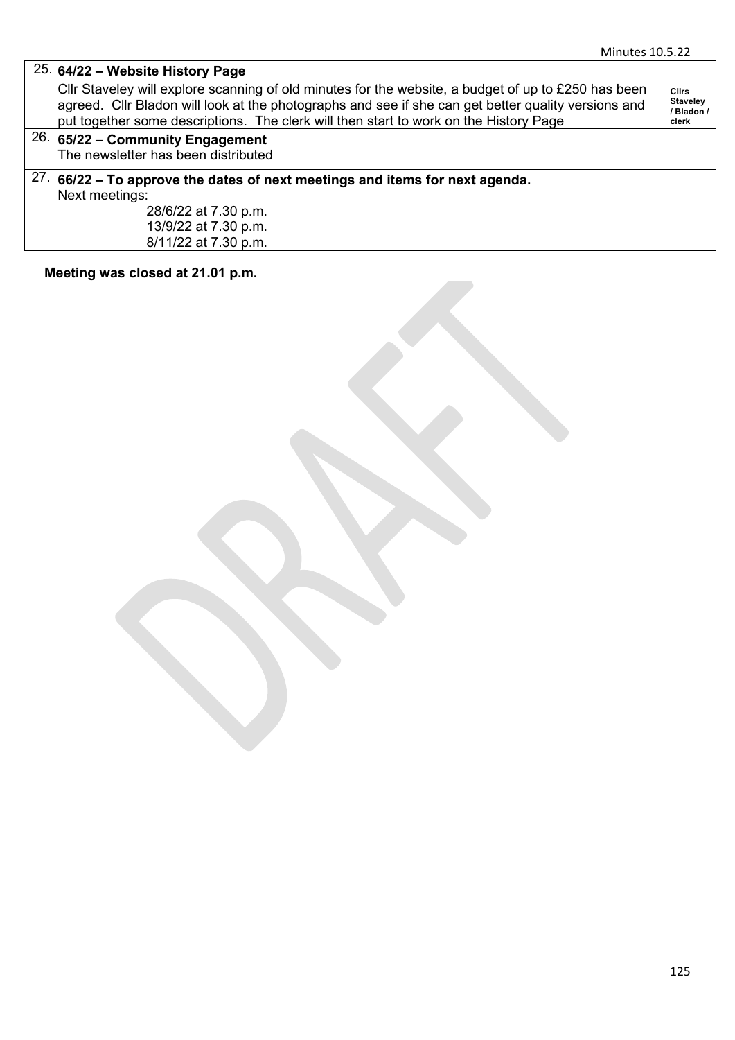| | | |
|---|---|---|
| 25. | **64/22 – Website History Page**<br>Cllr Staveley will explore scanning of old minutes for the website, a budget of up to £250 has been agreed. Cllr Bladon will look at the photographs and see if she can get better quality versions and put together some descriptions. The clerk will then start to work on the History Page | **Cllrs Staveley / Bladon / clerk** |
| 26. | **65/22 – Community Engagement**<br>The newsletter has been distributed | |
| 27. | **66/22 – To approve the dates of next meetings and items for next agenda.**<br>Next meetings:<br>28/6/22 at 7.30 p.m.<br>13/9/22 at 7.30 p.m.<br>8/11/22 at 7.30 p.m. | |

**Meeting was closed at 21.01 p.m.**

DRAFT